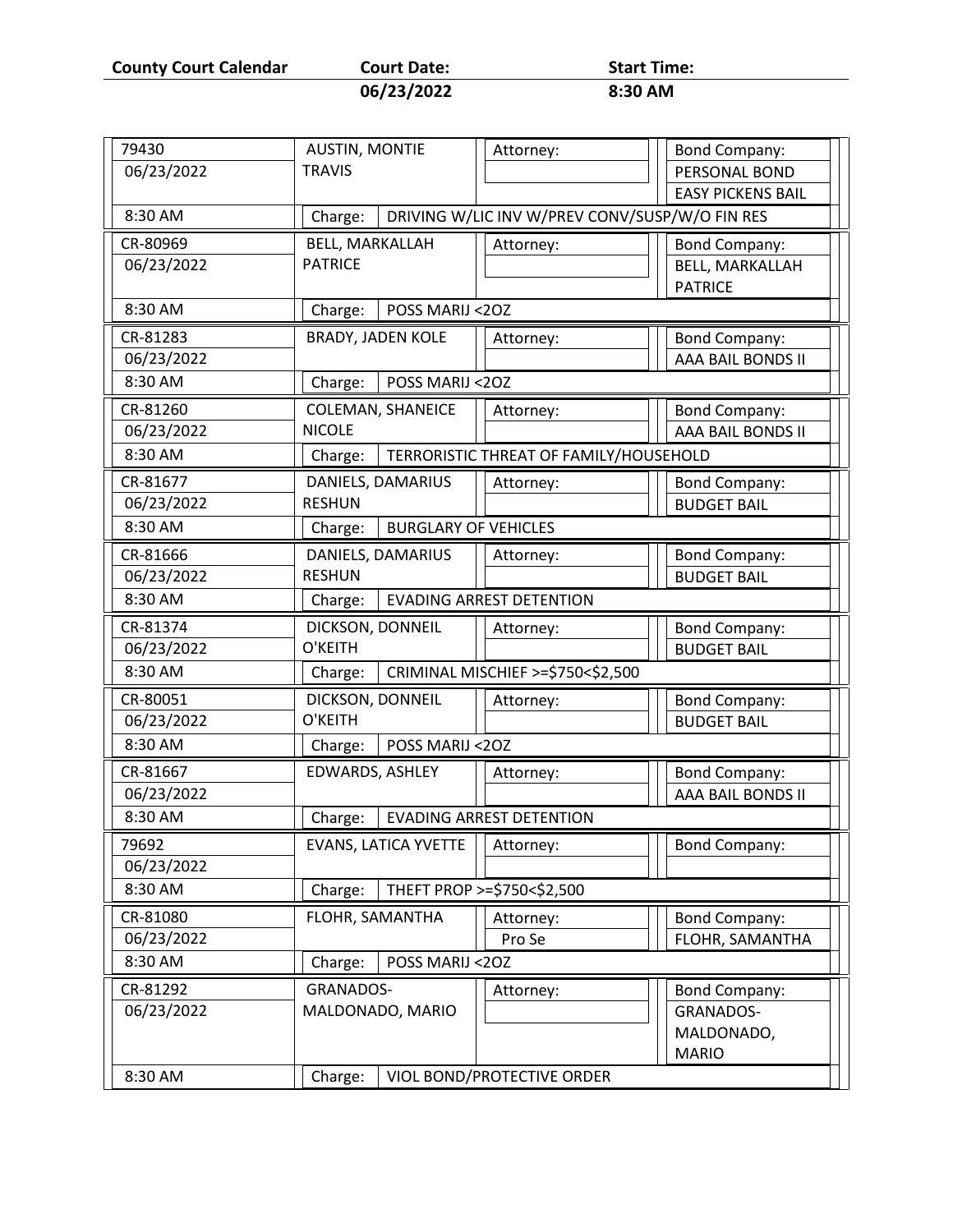| County Court Calendar | Court Date: | Start Time: |
|---|---|---|
| | 06/23/2022 | 8:30 AM |

| Case No. | Date | Time | Name | Attorney | Bond Company | Charge |
|---|---|---|---|---|---|---|
| 79430 | 06/23/2022 | 8:30 AM | AUSTIN, MONTIE TRAVIS | | PERSONAL BOND EASY PICKENS BAIL | DRIVING W/LIC INV W/PREV CONV/SUSP/W/O FIN RES |
| CR-80969 | 06/23/2022 | 8:30 AM | BELL, MARKALLAH PATRICE | | BELL, MARKALLAH PATRICE | POSS MARIJ <2OZ |
| CR-81283 | 06/23/2022 | 8:30 AM | BRADY, JADEN KOLE | | AAA BAIL BONDS II | POSS MARIJ <2OZ |
| CR-81260 | 06/23/2022 | 8:30 AM | COLEMAN, SHANEICE NICOLE | | AAA BAIL BONDS II | TERRORISTIC THREAT OF FAMILY/HOUSEHOLD |
| CR-81677 | 06/23/2022 | 8:30 AM | DANIELS, DAMARIUS RESHUN | | BUDGET BAIL | BURGLARY OF VEHICLES |
| CR-81666 | 06/23/2022 | 8:30 AM | DANIELS, DAMARIUS RESHUN | | BUDGET BAIL | EVADING ARREST DETENTION |
| CR-81374 | 06/23/2022 | 8:30 AM | DICKSON, DONNEIL O'KEITH | | BUDGET BAIL | CRIMINAL MISCHIEF >=$750<$2,500 |
| CR-80051 | 06/23/2022 | 8:30 AM | DICKSON, DONNEIL O'KEITH | | BUDGET BAIL | POSS MARIJ <2OZ |
| CR-81667 | 06/23/2022 | 8:30 AM | EDWARDS, ASHLEY | | AAA BAIL BONDS II | EVADING ARREST DETENTION |
| 79692 | 06/23/2022 | 8:30 AM | EVANS, LATICA YVETTE | | | THEFT PROP >=$750<$2,500 |
| CR-81080 | 06/23/2022 | 8:30 AM | FLOHR, SAMANTHA | Pro Se | FLOHR, SAMANTHA | POSS MARIJ <2OZ |
| CR-81292 | 06/23/2022 | 8:30 AM | GRANADOS-MALDONADO, MARIO | | GRANADOS-MALDONADO, MARIO | VIOL BOND/PROTECTIVE ORDER |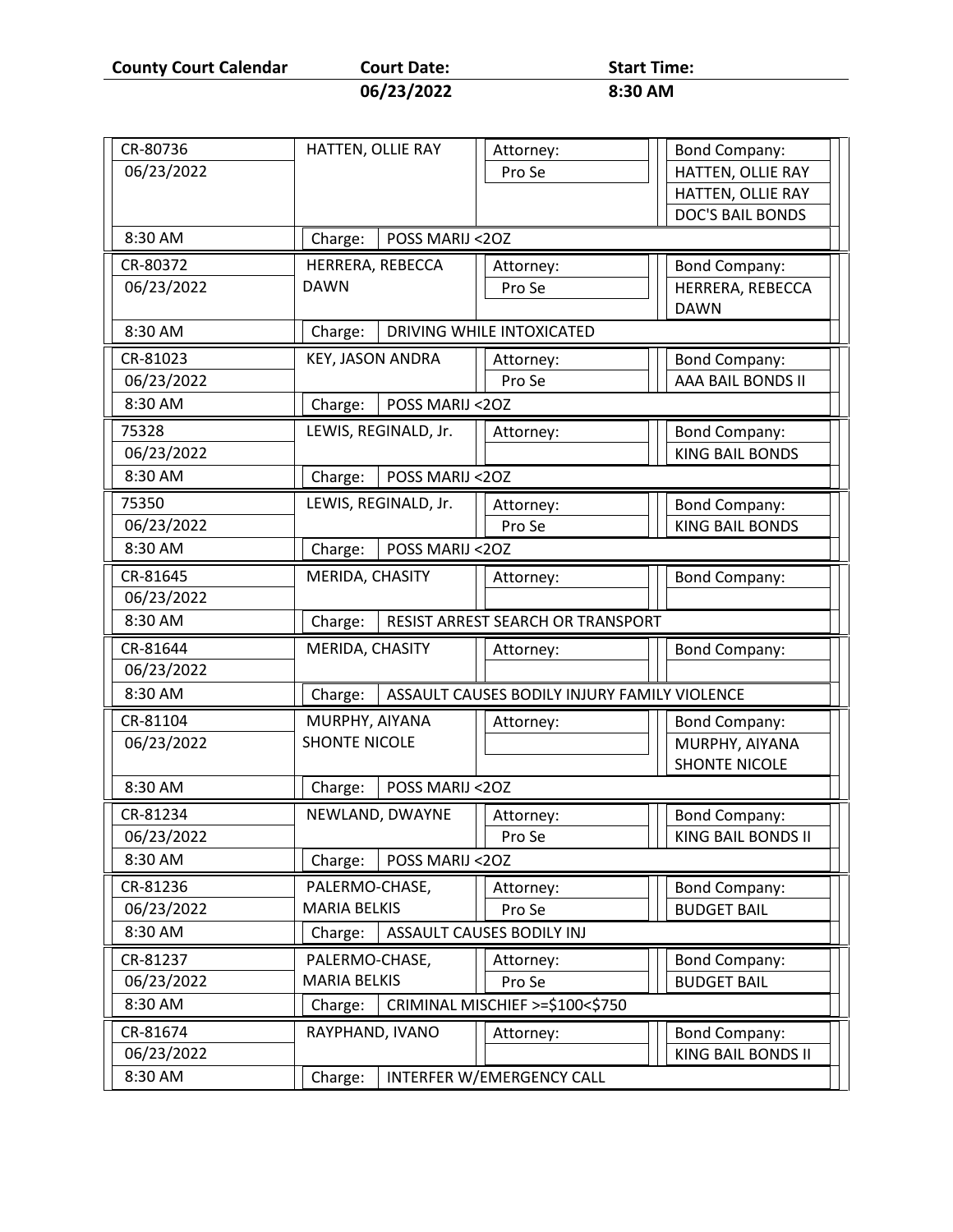| County Court Calendar | Court Date: | Start Time: |
|---|---|---|
| | 06/23/2022 | 8:30 AM |

| Case No. | Date | Time | Defendant | Attorney | Bond Company | Charge |
|---|---|---|---|---|---|---|
| CR-80736 | 06/23/2022 | 8:30 AM | HATTEN, OLLIE RAY | Pro Se | HATTEN, OLLIE RAY; HATTEN, OLLIE RAY; DOC'S BAIL BONDS | POSS MARIJ <2OZ |
| CR-80372 | 06/23/2022 | 8:30 AM | HERRERA, REBECCA DAWN | Pro Se | HERRERA, REBECCA DAWN | DRIVING WHILE INTOXICATED |
| CR-81023 | 06/23/2022 | 8:30 AM | KEY, JASON ANDRA | Pro Se | AAA BAIL BONDS II | POSS MARIJ <2OZ |
| 75328 | 06/23/2022 | 8:30 AM | LEWIS, REGINALD, Jr. | | KING BAIL BONDS | POSS MARIJ <2OZ |
| 75350 | 06/23/2022 | 8:30 AM | LEWIS, REGINALD, Jr. | Pro Se | KING BAIL BONDS | POSS MARIJ <2OZ |
| CR-81645 | 06/23/2022 | 8:30 AM | MERIDA, CHASITY | | | RESIST ARREST SEARCH OR TRANSPORT |
| CR-81644 | 06/23/2022 | 8:30 AM | MERIDA, CHASITY | | | ASSAULT CAUSES BODILY INJURY FAMILY VIOLENCE |
| CR-81104 | 06/23/2022 | 8:30 AM | MURPHY, AIYANA SHONTE NICOLE | | MURPHY, AIYANA SHONTE NICOLE | POSS MARIJ <2OZ |
| CR-81234 | 06/23/2022 | 8:30 AM | NEWLAND, DWAYNE | Pro Se | KING BAIL BONDS II | POSS MARIJ <2OZ |
| CR-81236 | 06/23/2022 | 8:30 AM | PALERMO-CHASE, MARIA BELKIS | Pro Se | BUDGET BAIL | ASSAULT CAUSES BODILY INJ |
| CR-81237 | 06/23/2022 | 8:30 AM | PALERMO-CHASE, MARIA BELKIS | Pro Se | BUDGET BAIL | CRIMINAL MISCHIEF >=$100<$750 |
| CR-81674 | 06/23/2022 | 8:30 AM | RAYPHAND, IVANO | | KING BAIL BONDS II | INTERFER W/EMERGENCY CALL |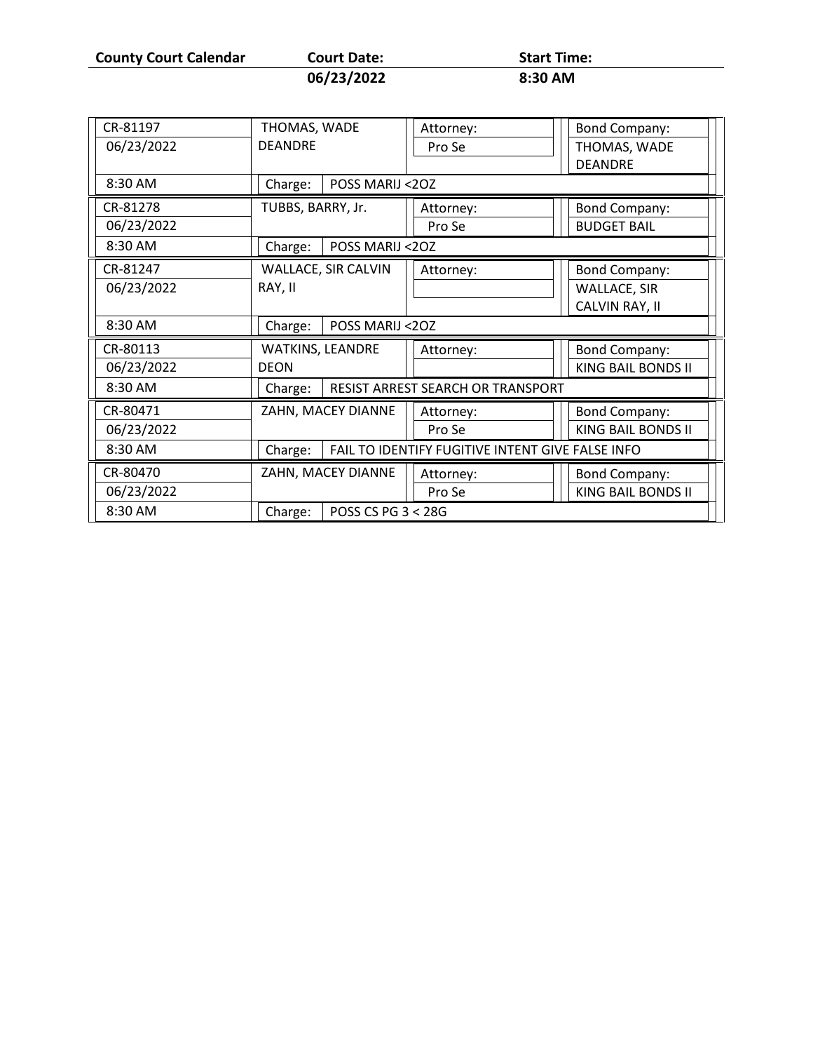| County Court Calendar | Court Date: | Start Time: |
|---|---|---|
| | 06/23/2022 | 8:30 AM |

| | | | |
|---|---|---|---|
| CR-81197<br>06/23/2022 | THOMAS, WADE DEANDRE | Attorney:<br>Pro Se | Bond Company:<br>THOMAS, WADE DEANDRE |
| 8:30 AM | Charge: | POSS MARIJ <2OZ | |
| CR-81278<br>06/23/2022 | TUBBS, BARRY, Jr. | Attorney:<br>Pro Se | Bond Company:<br>BUDGET BAIL |
| 8:30 AM | Charge: | POSS MARIJ <2OZ | |
| CR-81247<br>06/23/2022 | WALLACE, SIR CALVIN RAY, II | Attorney: | Bond Company:<br>WALLACE, SIR CALVIN RAY, II |
| 8:30 AM | Charge: | POSS MARIJ <2OZ | |
| CR-80113<br>06/23/2022 | WATKINS, LEANDRE DEON | Attorney: | Bond Company:<br>KING BAIL BONDS II |
| 8:30 AM | Charge: | RESIST ARREST SEARCH OR TRANSPORT | |
| CR-80471<br>06/23/2022 | ZAHN, MACEY DIANNE | Attorney:<br>Pro Se | Bond Company:<br>KING BAIL BONDS II |
| 8:30 AM | Charge: | FAIL TO IDENTIFY FUGITIVE INTENT GIVE FALSE INFO | |
| CR-80470<br>06/23/2022 | ZAHN, MACEY DIANNE | Attorney:<br>Pro Se | Bond Company:<br>KING BAIL BONDS II |
| 8:30 AM | Charge: | POSS CS PG 3 < 28G | |